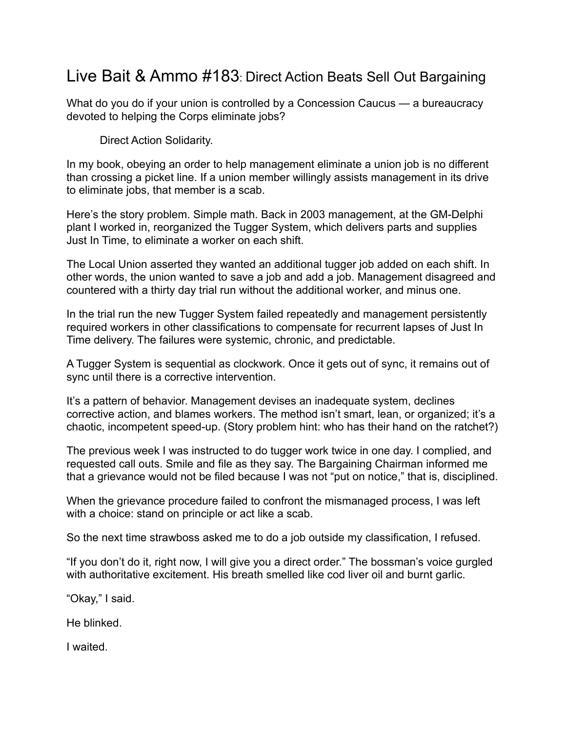# Live Bait & Ammo #183: Direct Action Beats Sell Out Bargaining

What do you do if your union is controlled by a Concession Caucus — a bureaucracy devoted to helping the Corps eliminate jobs?

Direct Action Solidarity.

In my book, obeying an order to help management eliminate a union job is no different than crossing a picket line. If a union member willingly assists management in its drive to eliminate jobs, that member is a scab.

Here's the story problem. Simple math. Back in 2003 management, at the GM-Delphi plant I worked in, reorganized the Tugger System, which delivers parts and supplies Just In Time, to eliminate a worker on each shift.

The Local Union asserted they wanted an additional tugger job added on each shift. In other words, the union wanted to save a job and add a job. Management disagreed and countered with a thirty day trial run without the additional worker, and minus one.

In the trial run the new Tugger System failed repeatedly and management persistently required workers in other classifications to compensate for recurrent lapses of Just In Time delivery. The failures were systemic, chronic, and predictable.

A Tugger System is sequential as clockwork. Once it gets out of sync, it remains out of sync until there is a corrective intervention.

It's a pattern of behavior. Management devises an inadequate system, declines corrective action, and blames workers. The method isn't smart, lean, or organized; it's a chaotic, incompetent speed-up. (Story problem hint: who has their hand on the ratchet?)

The previous week I was instructed to do tugger work twice in one day. I complied, and requested call outs. Smile and file as they say. The Bargaining Chairman informed me that a grievance would not be filed because I was not "put on notice," that is, disciplined.

When the grievance procedure failed to confront the mismanaged process, I was left with a choice: stand on principle or act like a scab.

So the next time strawboss asked me to do a job outside my classification, I refused.

"If you don't do it, right now, I will give you a direct order." The bossman's voice gurgled with authoritative excitement. His breath smelled like cod liver oil and burnt garlic.

"Okay," I said.

He blinked.

I waited.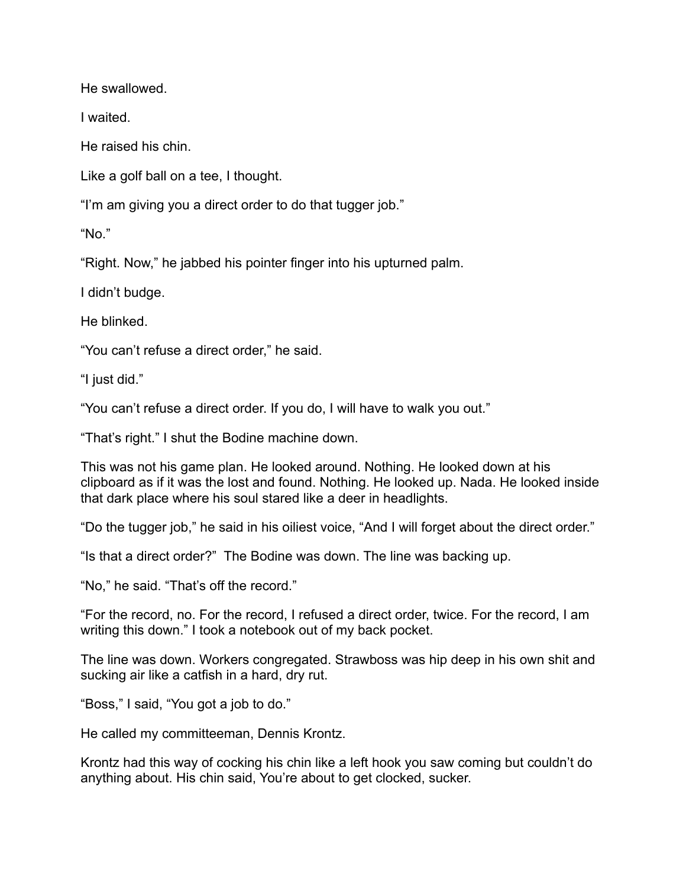He swallowed.

I waited.

He raised his chin.

Like a golf ball on a tee, I thought.

“I’m am giving you a direct order to do that tugger job.”

“No.”

“Right. Now,” he jabbed his pointer finger into his upturned palm.

I didn’t budge.

He blinked.

“You can’t refuse a direct order,” he said.

“I just did.”

“You can’t refuse a direct order. If you do, I will have to walk you out.”

“That’s right.” I shut the Bodine machine down.

This was not his game plan. He looked around. Nothing. He looked down at his clipboard as if it was the lost and found. Nothing. He looked up. Nada. He looked inside that dark place where his soul stared like a deer in headlights.

“Do the tugger job,” he said in his oiliest voice, “And I will forget about the direct order.”

“Is that a direct order?” The Bodine was down. The line was backing up.

“No,” he said. “That’s off the record.”

“For the record, no. For the record, I refused a direct order, twice. For the record, I am writing this down.” I took a notebook out of my back pocket.

The line was down. Workers congregated. Strawboss was hip deep in his own shit and sucking air like a catfish in a hard, dry rut.

“Boss,” I said, “You got a job to do.”

He called my committeeman, Dennis Krontz.

Krontz had this way of cocking his chin like a left hook you saw coming but couldn’t do anything about. His chin said, You’re about to get clocked, sucker.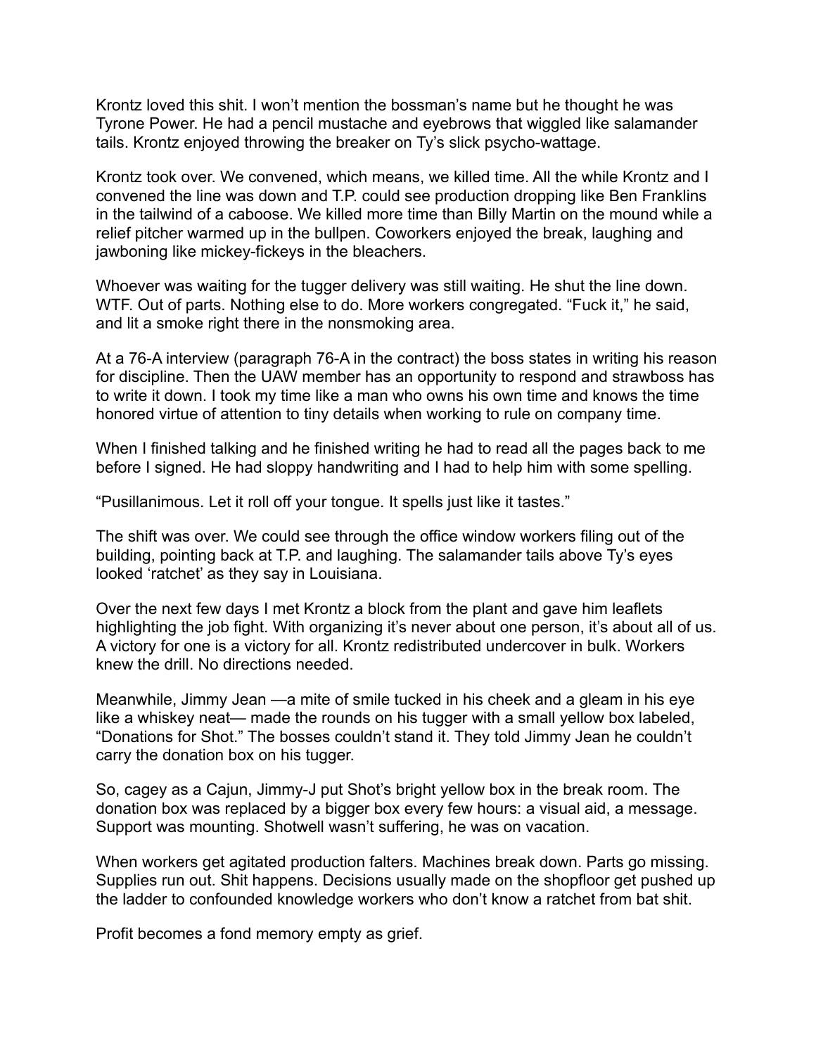Krontz loved this shit. I won't mention the bossman's name but he thought he was Tyrone Power. He had a pencil mustache and eyebrows that wiggled like salamander tails. Krontz enjoyed throwing the breaker on Ty's slick psycho-wattage.

Krontz took over. We convened, which means, we killed time. All the while Krontz and I convened the line was down and T.P. could see production dropping like Ben Franklins in the tailwind of a caboose. We killed more time than Billy Martin on the mound while a relief pitcher warmed up in the bullpen. Coworkers enjoyed the break, laughing and jawboning like mickey-fickeys in the bleachers.

Whoever was waiting for the tugger delivery was still waiting. He shut the line down. WTF. Out of parts. Nothing else to do. More workers congregated. "Fuck it," he said, and lit a smoke right there in the nonsmoking area.

At a 76-A interview (paragraph 76-A in the contract) the boss states in writing his reason for discipline. Then the UAW member has an opportunity to respond and strawboss has to write it down. I took my time like a man who owns his own time and knows the time honored virtue of attention to tiny details when working to rule on company time.

When I finished talking and he finished writing he had to read all the pages back to me before I signed. He had sloppy handwriting and I had to help him with some spelling.

"Pusillanimous. Let it roll off your tongue. It spells just like it tastes."

The shift was over. We could see through the office window workers filing out of the building, pointing back at T.P. and laughing. The salamander tails above Ty's eyes looked 'ratchet' as they say in Louisiana.

Over the next few days I met Krontz a block from the plant and gave him leaflets highlighting the job fight. With organizing it's never about one person, it's about all of us. A victory for one is a victory for all. Krontz redistributed undercover in bulk. Workers knew the drill. No directions needed.

Meanwhile, Jimmy Jean —a mite of smile tucked in his cheek and a gleam in his eye like a whiskey neat— made the rounds on his tugger with a small yellow box labeled, "Donations for Shot." The bosses couldn't stand it. They told Jimmy Jean he couldn't carry the donation box on his tugger.

So, cagey as a Cajun, Jimmy-J put Shot's bright yellow box in the break room. The donation box was replaced by a bigger box every few hours: a visual aid, a message. Support was mounting. Shotwell wasn't suffering, he was on vacation.

When workers get agitated production falters. Machines break down. Parts go missing. Supplies run out. Shit happens. Decisions usually made on the shopfloor get pushed up the ladder to confounded knowledge workers who don't know a ratchet from bat shit.

Profit becomes a fond memory empty as grief.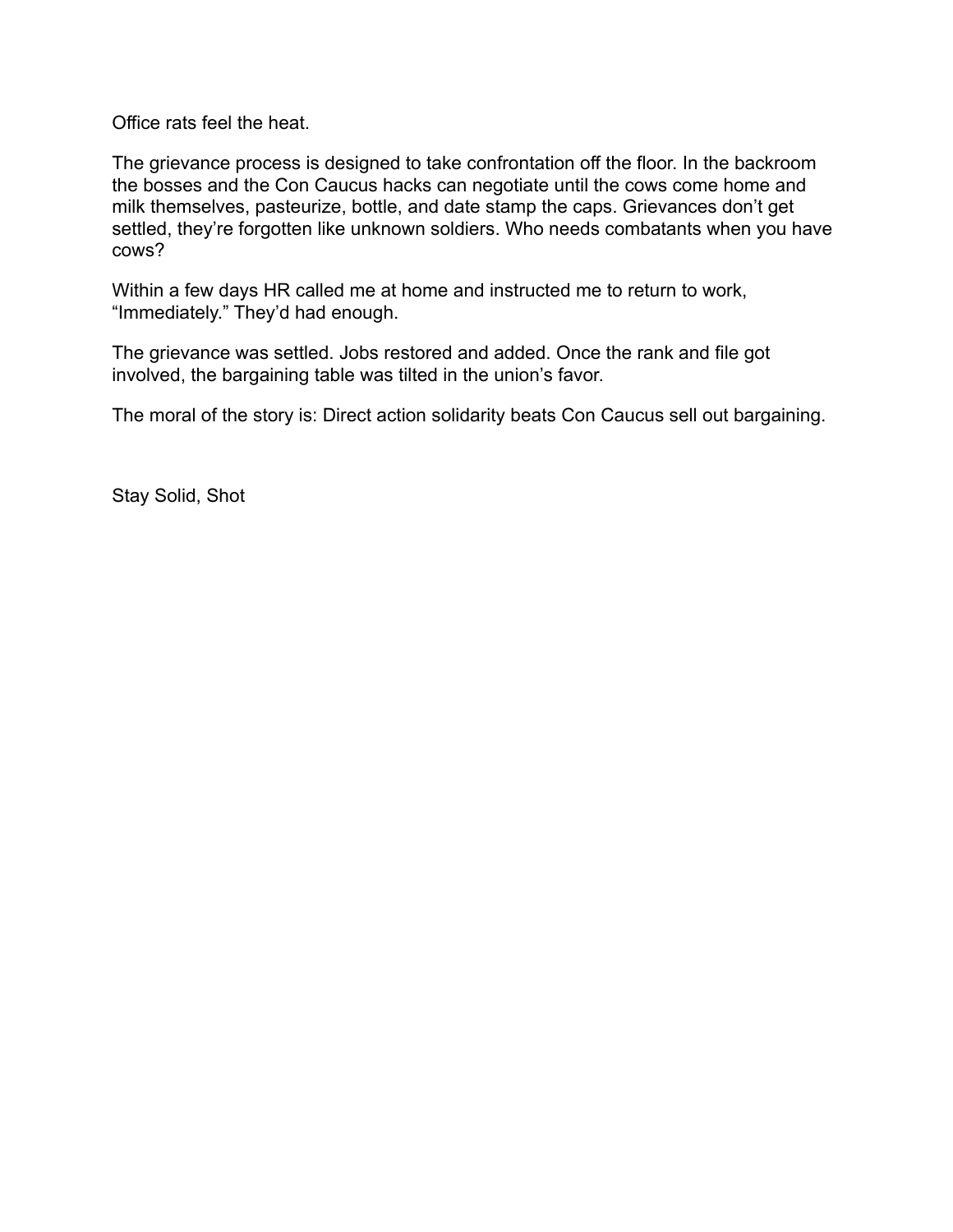Office rats feel the heat.

The grievance process is designed to take confrontation off the floor. In the backroom the bosses and the Con Caucus hacks can negotiate until the cows come home and milk themselves, pasteurize, bottle, and date stamp the caps. Grievances don't get settled, they're forgotten like unknown soldiers. Who needs combatants when you have cows?

Within a few days HR called me at home and instructed me to return to work, "Immediately." They'd had enough.

The grievance was settled. Jobs restored and added. Once the rank and file got involved, the bargaining table was tilted in the union's favor.

The moral of the story is: Direct action solidarity beats Con Caucus sell out bargaining.

Stay Solid, Shot